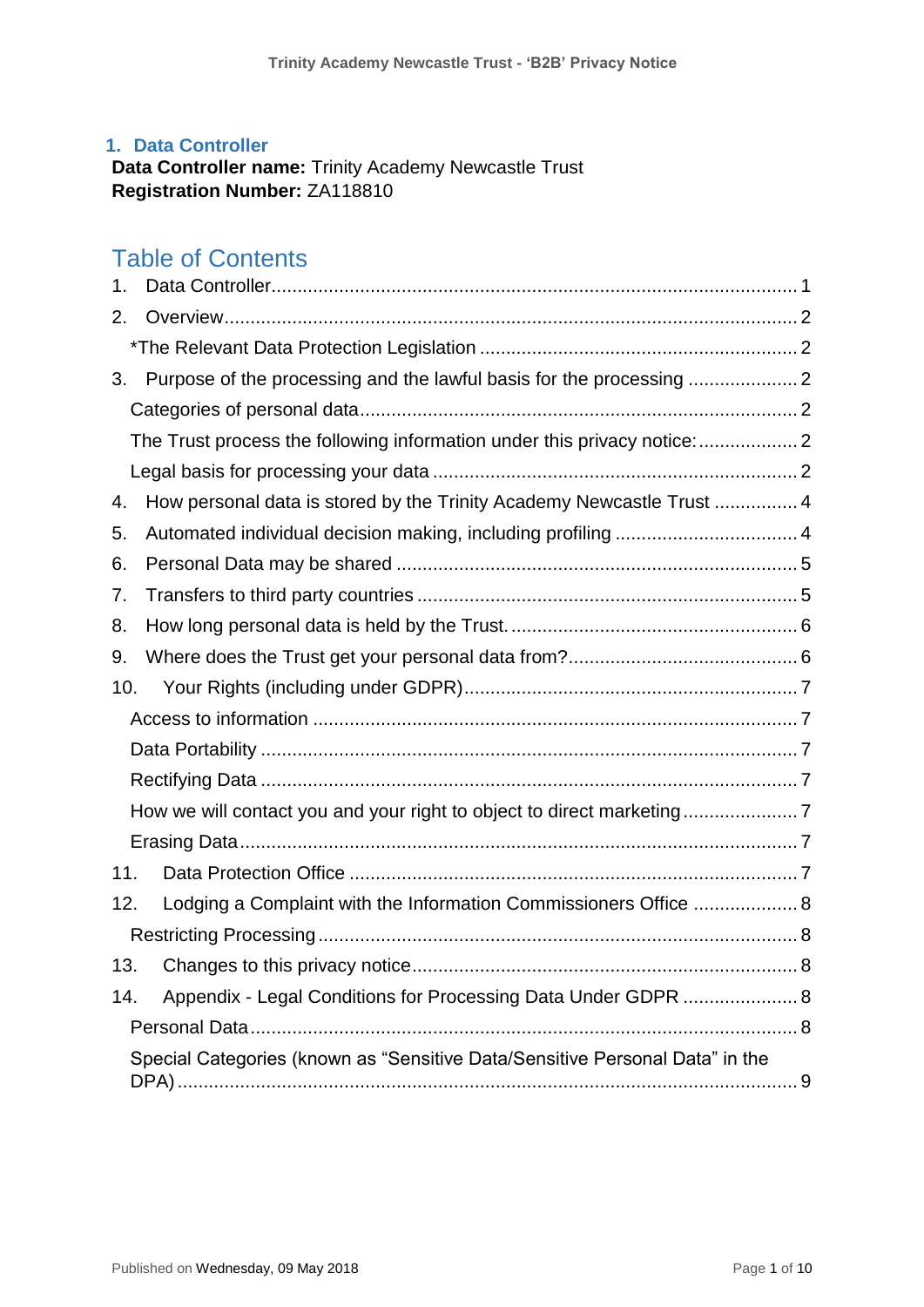## 1. Data Controller

**Data Controller name:** Trinity Academy Newcastle Trust
**Registration Number:** ZA118810

## Table of Contents

1. Data Controller ........................................ 1
2. Overview ........................................ 2
   *The Relevant Data Protection Legislation ........................................ 2
3. Purpose of the processing and the lawful basis for the processing ........................................ 2
   Categories of personal data ........................................ 2
   The Trust process the following information under this privacy notice: ........................................ 2
   Legal basis for processing your data ........................................ 2
4. How personal data is stored by the Trinity Academy Newcastle Trust ........................................ 4
5. Automated individual decision making, including profiling ........................................ 4
6. Personal Data may be shared ........................................ 5
7. Transfers to third party countries ........................................ 5
8. How long personal data is held by the Trust. ........................................ 6
9. Where does the Trust get your personal data from? ........................................ 6
10. Your Rights (including under GDPR) ........................................ 7
    Access to information ........................................ 7
    Data Portability ........................................ 7
    Rectifying Data ........................................ 7
    How we will contact you and your right to object to direct marketing ........................................ 7
    Erasing Data ........................................ 7
11. Data Protection Office ........................................ 7
12. Lodging a Complaint with the Information Commissioners Office ........................................ 8
    Restricting Processing ........................................ 8
13. Changes to this privacy notice ........................................ 8
14. Appendix - Legal Conditions for Processing Data Under GDPR ........................................ 8
    Personal Data ........................................ 8
    Special Categories (known as "Sensitive Data/Sensitive Personal Data" in the DPA) ........................................ 9

Published on Wednesday, 09 May 2018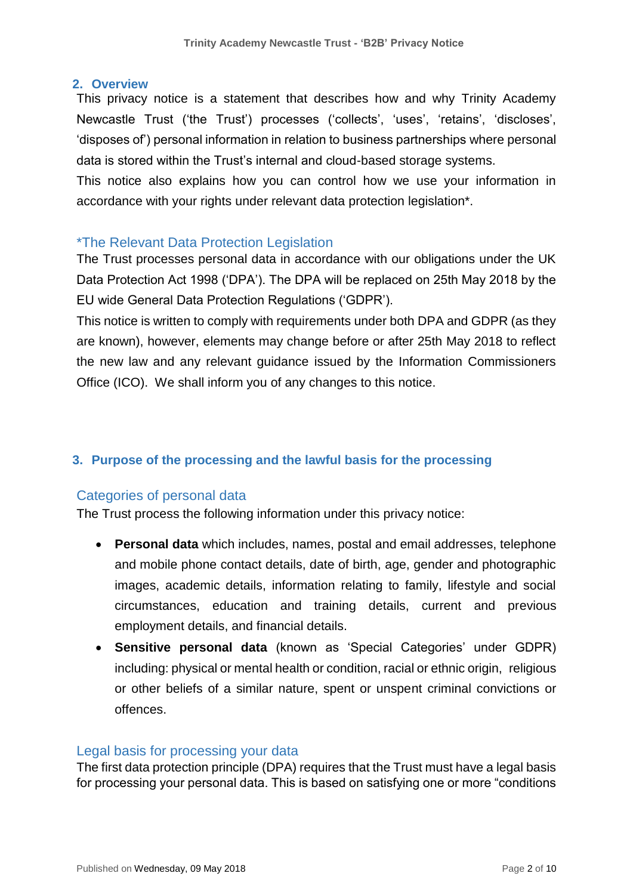## 2. Overview

This privacy notice is a statement that describes how and why Trinity Academy Newcastle Trust ('the Trust') processes ('collects', 'uses', 'retains', 'discloses', 'disposes of') personal information in relation to business partnerships where personal data is stored within the Trust's internal and cloud-based storage systems.

This notice also explains how you can control how we use your information in accordance with your rights under relevant data protection legislation*.

### *The Relevant Data Protection Legislation

The Trust processes personal data in accordance with our obligations under the UK Data Protection Act 1998 ('DPA'). The DPA will be replaced on 25th May 2018 by the EU wide General Data Protection Regulations ('GDPR').

This notice is written to comply with requirements under both DPA and GDPR (as they are known), however, elements may change before or after 25th May 2018 to reflect the new law and any relevant guidance issued by the Information Commissioners Office (ICO). We shall inform you of any changes to this notice.

## 3. Purpose of the processing and the lawful basis for the processing

### Categories of personal data

The Trust process the following information under this privacy notice:

- **Personal data** which includes, names, postal and email addresses, telephone and mobile phone contact details, date of birth, age, gender and photographic images, academic details, information relating to family, lifestyle and social circumstances, education and training details, current and previous employment details, and financial details.
- **Sensitive personal data** (known as 'Special Categories' under GDPR) including: physical or mental health or condition, racial or ethnic origin, religious or other beliefs of a similar nature, spent or unspent criminal convictions or offences.

### Legal basis for processing your data

The first data protection principle (DPA) requires that the Trust must have a legal basis for processing your personal data. This is based on satisfying one or more "conditions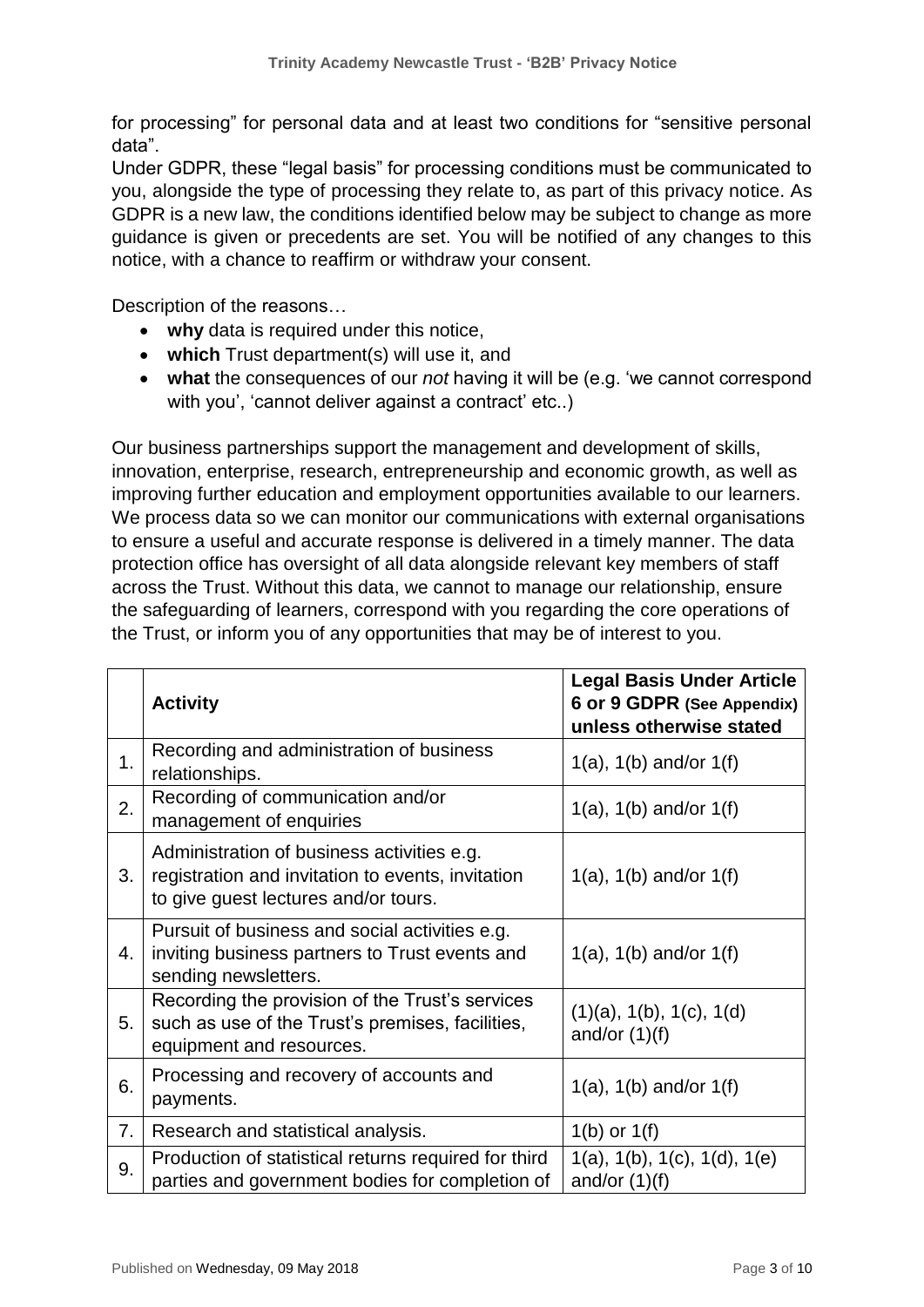for processing" for personal data and at least two conditions for "sensitive personal data".

Under GDPR, these "legal basis" for processing conditions must be communicated to you, alongside the type of processing they relate to, as part of this privacy notice. As GDPR is a new law, the conditions identified below may be subject to change as more guidance is given or precedents are set. You will be notified of any changes to this notice, with a chance to reaffirm or withdraw your consent.

Description of the reasons…

- **why** data is required under this notice,
- **which** Trust department(s) will use it, and
- **what** the consequences of our *not* having it will be (e.g. 'we cannot correspond with you', 'cannot deliver against a contract' etc..)

Our business partnerships support the management and development of skills, innovation, enterprise, research, entrepreneurship and economic growth, as well as improving further education and employment opportunities available to our learners. We process data so we can monitor our communications with external organisations to ensure a useful and accurate response is delivered in a timely manner. The data protection office has oversight of all data alongside relevant key members of staff across the Trust. Without this data, we cannot to manage our relationship, ensure the safeguarding of learners, correspond with you regarding the core operations of the Trust, or inform you of any opportunities that may be of interest to you.

| | **Activity** | **Legal Basis Under Article 6 or 9 GDPR (See Appendix) unless otherwise stated** |
|---|---|---|
| 1. | Recording and administration of business relationships. | 1(a), 1(b) and/or 1(f) |
| 2. | Recording of communication and/or management of enquiries | 1(a), 1(b) and/or 1(f) |
| 3. | Administration of business activities e.g. registration and invitation to events, invitation to give guest lectures and/or tours. | 1(a), 1(b) and/or 1(f) |
| 4. | Pursuit of business and social activities e.g. inviting business partners to Trust events and sending newsletters. | 1(a), 1(b) and/or 1(f) |
| 5. | Recording the provision of the Trust's services such as use of the Trust's premises, facilities, equipment and resources. | (1)(a), 1(b), 1(c), 1(d) and/or (1)(f) |
| 6. | Processing and recovery of accounts and payments. | 1(a), 1(b) and/or 1(f) |
| 7. | Research and statistical analysis. | 1(b) or 1(f) |
| 9. | Production of statistical returns required for third parties and government bodies for completion of | 1(a), 1(b), 1(c), 1(d), 1(e) and/or (1)(f) |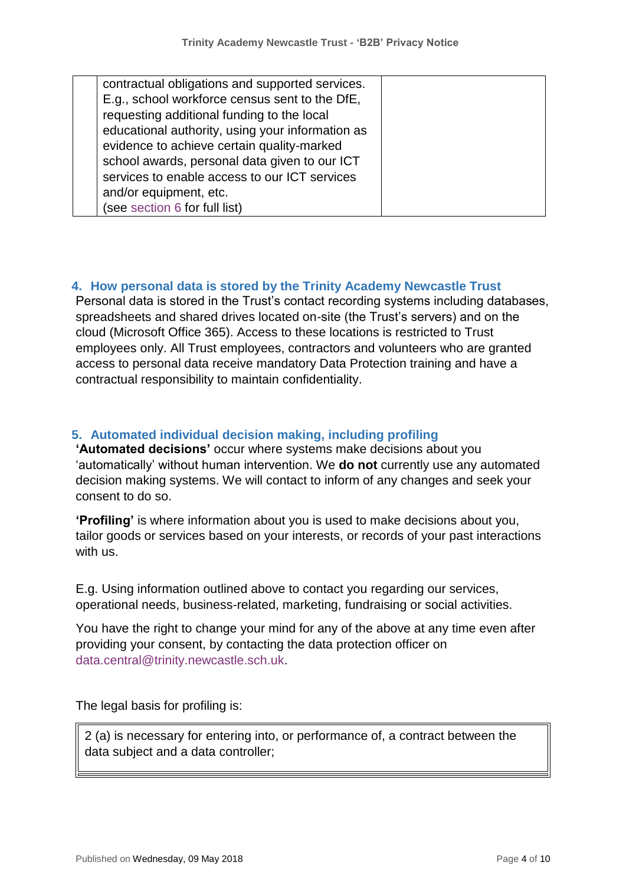| | | |
|---|---|---|
| | contractual obligations and supported services. E.g., school workforce census sent to the DfE, requesting additional funding to the local educational authority, using your information as evidence to achieve certain quality-marked school awards, personal data given to our ICT services to enable access to our ICT services and/or equipment, etc.<br>(see section 6 for full list) | |

## 4. How personal data is stored by the Trinity Academy Newcastle Trust

Personal data is stored in the Trust's contact recording systems including databases, spreadsheets and shared drives located on-site (the Trust's servers) and on the cloud (Microsoft Office 365). Access to these locations is restricted to Trust employees only. All Trust employees, contractors and volunteers who are granted access to personal data receive mandatory Data Protection training and have a contractual responsibility to maintain confidentiality.

## 5. Automated individual decision making, including profiling

**'Automated decisions'** occur where systems make decisions about you 'automatically' without human intervention. We **do not** currently use any automated decision making systems. We will contact to inform of any changes and seek your consent to do so.

**'Profiling'** is where information about you is used to make decisions about you, tailor goods or services based on your interests, or records of your past interactions with us.

E.g. Using information outlined above to contact you regarding our services, operational needs, business-related, marketing, fundraising or social activities.

You have the right to change your mind for any of the above at any time even after providing your consent, by contacting the data protection officer on data.central@trinity.newcastle.sch.uk.

The legal basis for profiling is:

| |
|---|
| 2 (a) is necessary for entering into, or performance of, a contract between the data subject and a data controller; |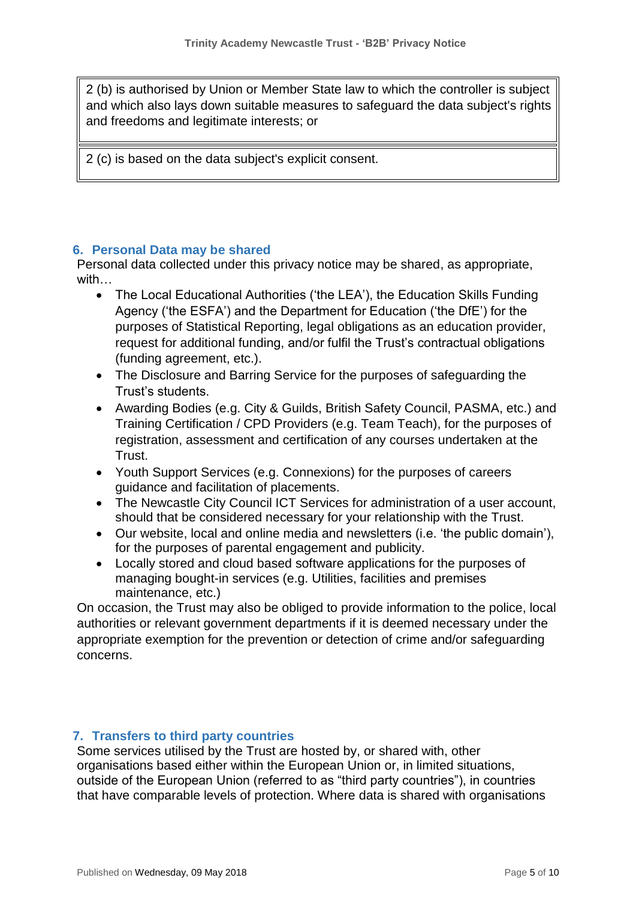| 2 (b) is authorised by Union or Member State law to which the controller is subject and which also lays down suitable measures to safeguard the data subject's rights and freedoms and legitimate interests; or |
|---|
| 2 (c) is based on the data subject's explicit consent. |

## 6. Personal Data may be shared

Personal data collected under this privacy notice may be shared, as appropriate, with…

- The Local Educational Authorities ('the LEA'), the Education Skills Funding Agency ('the ESFA') and the Department for Education ('the DfE') for the purposes of Statistical Reporting, legal obligations as an education provider, request for additional funding, and/or fulfil the Trust's contractual obligations (funding agreement, etc.).
- The Disclosure and Barring Service for the purposes of safeguarding the Trust's students.
- Awarding Bodies (e.g. City & Guilds, British Safety Council, PASMA, etc.) and Training Certification / CPD Providers (e.g. Team Teach), for the purposes of registration, assessment and certification of any courses undertaken at the Trust.
- Youth Support Services (e.g. Connexions) for the purposes of careers guidance and facilitation of placements.
- The Newcastle City Council ICT Services for administration of a user account, should that be considered necessary for your relationship with the Trust.
- Our website, local and online media and newsletters (i.e. 'the public domain'), for the purposes of parental engagement and publicity.
- Locally stored and cloud based software applications for the purposes of managing bought-in services (e.g. Utilities, facilities and premises maintenance, etc.)

On occasion, the Trust may also be obliged to provide information to the police, local authorities or relevant government departments if it is deemed necessary under the appropriate exemption for the prevention or detection of crime and/or safeguarding concerns.

## 7. Transfers to third party countries

Some services utilised by the Trust are hosted by, or shared with, other organisations based either within the European Union or, in limited situations, outside of the European Union (referred to as "third party countries"), in countries that have comparable levels of protection. Where data is shared with organisations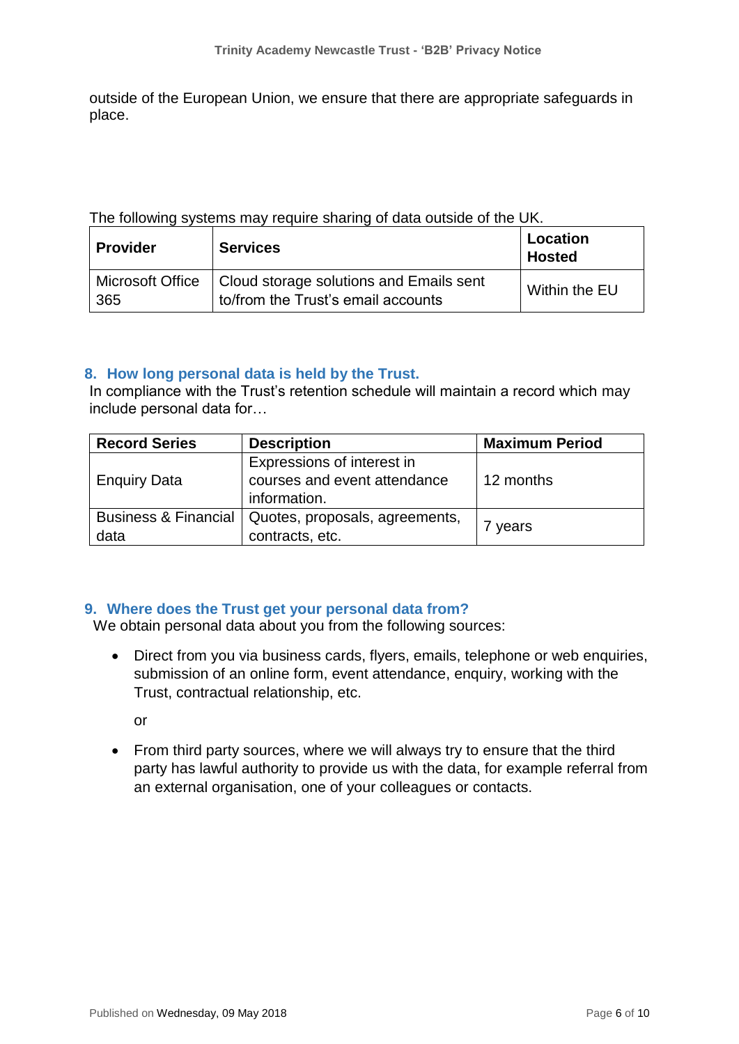outside of the European Union, we ensure that there are appropriate safeguards in place.

The following systems may require sharing of data outside of the UK.

| Provider | Services | Location Hosted |
|---|---|---|
| Microsoft Office 365 | Cloud storage solutions and Emails sent to/from the Trust's email accounts | Within the EU |

## 8. How long personal data is held by the Trust.

In compliance with the Trust's retention schedule will maintain a record which may include personal data for…

| Record Series | Description | Maximum Period |
|---|---|---|
| Enquiry Data | Expressions of interest in courses and event attendance information. | 12 months |
| Business & Financial data | Quotes, proposals, agreements, contracts, etc. | 7 years |

## 9. Where does the Trust get your personal data from?

We obtain personal data about you from the following sources:

- Direct from you via business cards, flyers, emails, telephone or web enquiries, submission of an online form, event attendance, enquiry, working with the Trust, contractual relationship, etc.

  or

- From third party sources, where we will always try to ensure that the third party has lawful authority to provide us with the data, for example referral from an external organisation, one of your colleagues or contacts.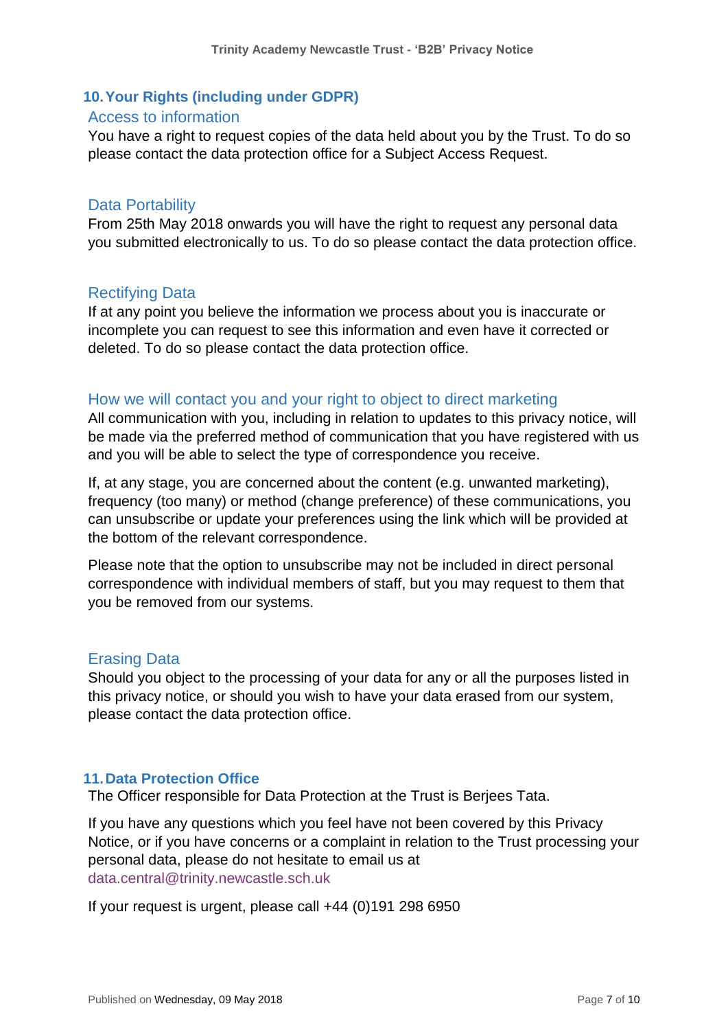## 10. Your Rights (including under GDPR)

### Access to information

You have a right to request copies of the data held about you by the Trust. To do so please contact the data protection office for a Subject Access Request.

### Data Portability

From 25th May 2018 onwards you will have the right to request any personal data you submitted electronically to us. To do so please contact the data protection office.

### Rectifying Data

If at any point you believe the information we process about you is inaccurate or incomplete you can request to see this information and even have it corrected or deleted. To do so please contact the data protection office.

### How we will contact you and your right to object to direct marketing

All communication with you, including in relation to updates to this privacy notice, will be made via the preferred method of communication that you have registered with us and you will be able to select the type of correspondence you receive.

If, at any stage, you are concerned about the content (e.g. unwanted marketing), frequency (too many) or method (change preference) of these communications, you can unsubscribe or update your preferences using the link which will be provided at the bottom of the relevant correspondence.

Please note that the option to unsubscribe may not be included in direct personal correspondence with individual members of staff, but you may request to them that you be removed from our systems.

### Erasing Data

Should you object to the processing of your data for any or all the purposes listed in this privacy notice, or should you wish to have your data erased from our system, please contact the data protection office.

## 11. Data Protection Office

The Officer responsible for Data Protection at the Trust is Berjees Tata.

If you have any questions which you feel have not been covered by this Privacy Notice, or if you have concerns or a complaint in relation to the Trust processing your personal data, please do not hesitate to email us at data.central@trinity.newcastle.sch.uk

If your request is urgent, please call +44 (0)191 298 6950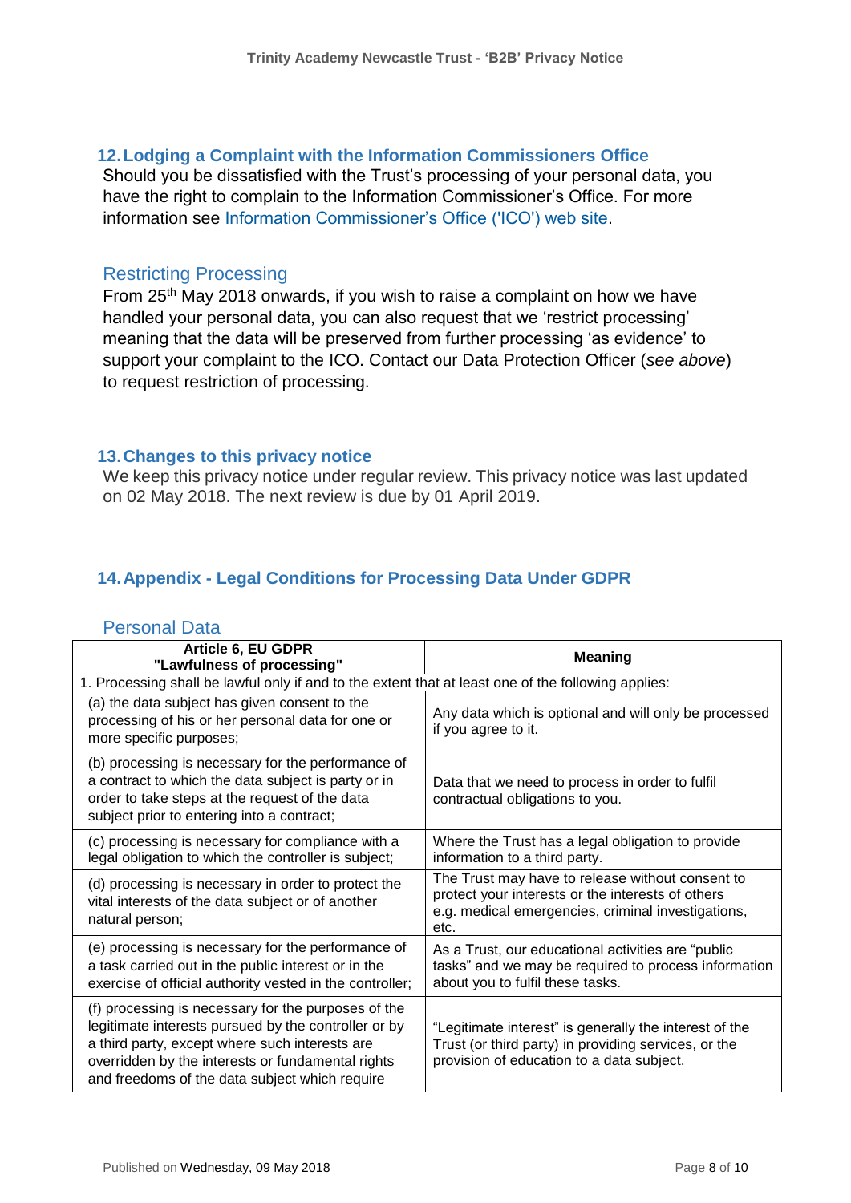## 12. Lodging a Complaint with the Information Commissioners Office

Should you be dissatisfied with the Trust's processing of your personal data, you have the right to complain to the Information Commissioner's Office. For more information see Information Commissioner's Office ('ICO') web site.

### Restricting Processing

From 25th May 2018 onwards, if you wish to raise a complaint on how we have handled your personal data, you can also request that we 'restrict processing' meaning that the data will be preserved from further processing 'as evidence' to support your complaint to the ICO. Contact our Data Protection Officer (*see above*) to request restriction of processing.

## 13. Changes to this privacy notice

We keep this privacy notice under regular review. This privacy notice was last updated on 02 May 2018. The next review is due by 01 April 2019.

## 14. Appendix - Legal Conditions for Processing Data Under GDPR

### Personal Data

| Article 6, EU GDPR "Lawfulness of processing" | Meaning |
|---|---|
| 1. Processing shall be lawful only if and to the extent that at least one of the following applies: | |
| (a) the data subject has given consent to the processing of his or her personal data for one or more specific purposes; | Any data which is optional and will only be processed if you agree to it. |
| (b) processing is necessary for the performance of a contract to which the data subject is party or in order to take steps at the request of the data subject prior to entering into a contract; | Data that we need to process in order to fulfil contractual obligations to you. |
| (c) processing is necessary for compliance with a legal obligation to which the controller is subject; | Where the Trust has a legal obligation to provide information to a third party. |
| (d) processing is necessary in order to protect the vital interests of the data subject or of another natural person; | The Trust may have to release without consent to protect your interests or the interests of others e.g. medical emergencies, criminal investigations, etc. |
| (e) processing is necessary for the performance of a task carried out in the public interest or in the exercise of official authority vested in the controller; | As a Trust, our educational activities are "public tasks" and we may be required to process information about you to fulfil these tasks. |
| (f) processing is necessary for the purposes of the legitimate interests pursued by the controller or by a third party, except where such interests are overridden by the interests or fundamental rights and freedoms of the data subject which require | "Legitimate interest" is generally the interest of the Trust (or third party) in providing services, or the provision of education to a data subject. |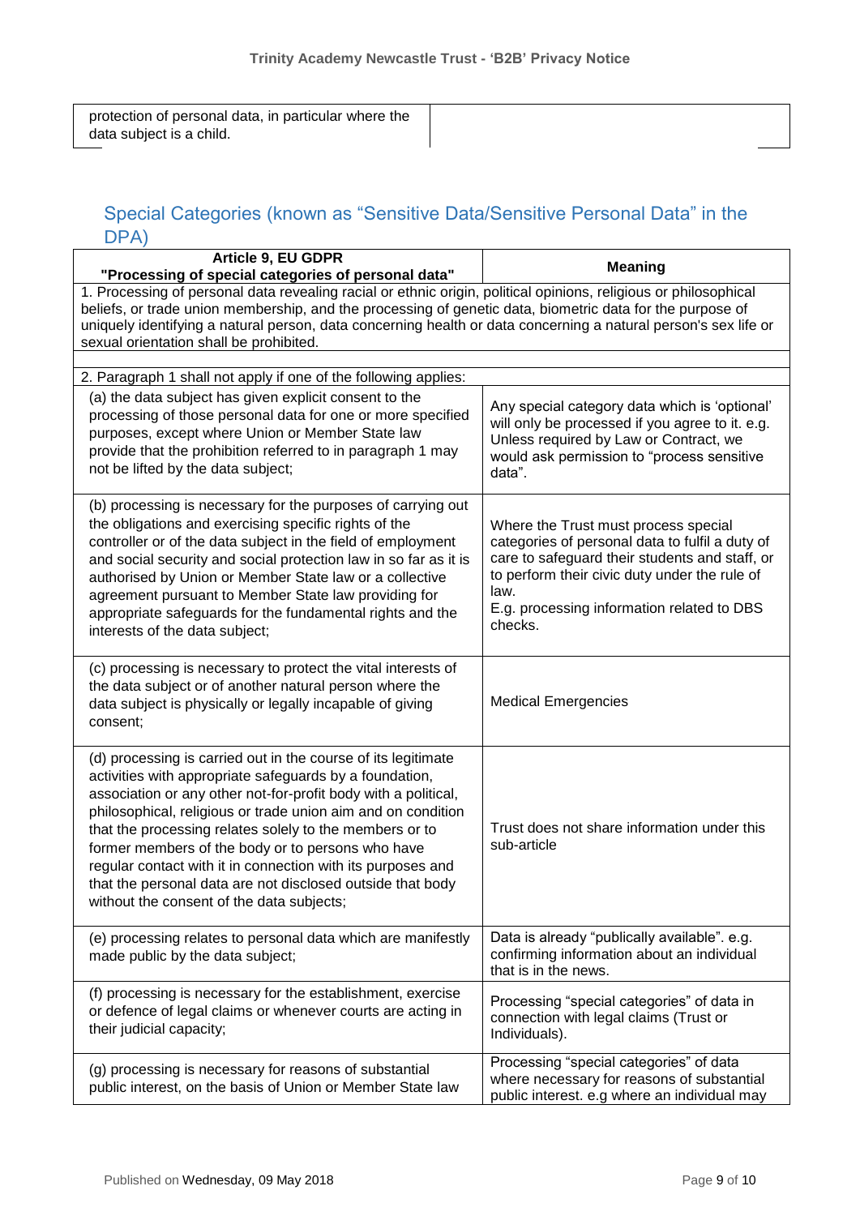| protection of personal data, in particular where the data subject is a child. | |
|---|---|

## Special Categories (known as "Sensitive Data/Sensitive Personal Data" in the DPA)

| Article 9, EU GDPR "Processing of special categories of personal data" | Meaning |
|---|---|
| 1. Processing of personal data revealing racial or ethnic origin, political opinions, religious or philosophical beliefs, or trade union membership, and the processing of genetic data, biometric data for the purpose of uniquely identifying a natural person, data concerning health or data concerning a natural person's sex life or sexual orientation shall be prohibited. | |
| 2. Paragraph 1 shall not apply if one of the following applies: | |
| (a) the data subject has given explicit consent to the processing of those personal data for one or more specified purposes, except where Union or Member State law provide that the prohibition referred to in paragraph 1 may not be lifted by the data subject; | Any special category data which is 'optional' will only be processed if you agree to it. e.g. Unless required by Law or Contract, we would ask permission to "process sensitive data". |
| (b) processing is necessary for the purposes of carrying out the obligations and exercising specific rights of the controller or of the data subject in the field of employment and social security and social protection law in so far as it is authorised by Union or Member State law or a collective agreement pursuant to Member State law providing for appropriate safeguards for the fundamental rights and the interests of the data subject; | Where the Trust must process special categories of personal data to fulfil a duty of care to safeguard their students and staff, or to perform their civic duty under the rule of law. E.g. processing information related to DBS checks. |
| (c) processing is necessary to protect the vital interests of the data subject or of another natural person where the data subject is physically or legally incapable of giving consent; | Medical Emergencies |
| (d) processing is carried out in the course of its legitimate activities with appropriate safeguards by a foundation, association or any other not-for-profit body with a political, philosophical, religious or trade union aim and on condition that the processing relates solely to the members or to former members of the body or to persons who have regular contact with it in connection with its purposes and that the personal data are not disclosed outside that body without the consent of the data subjects; | Trust does not share information under this sub-article |
| (e) processing relates to personal data which are manifestly made public by the data subject; | Data is already "publically available". e.g. confirming information about an individual that is in the news. |
| (f) processing is necessary for the establishment, exercise or defence of legal claims or whenever courts are acting in their judicial capacity; | Processing "special categories" of data in connection with legal claims (Trust or Individuals). |
| (g) processing is necessary for reasons of substantial public interest, on the basis of Union or Member State law | Processing "special categories" of data where necessary for reasons of substantial public interest. e.g where an individual may |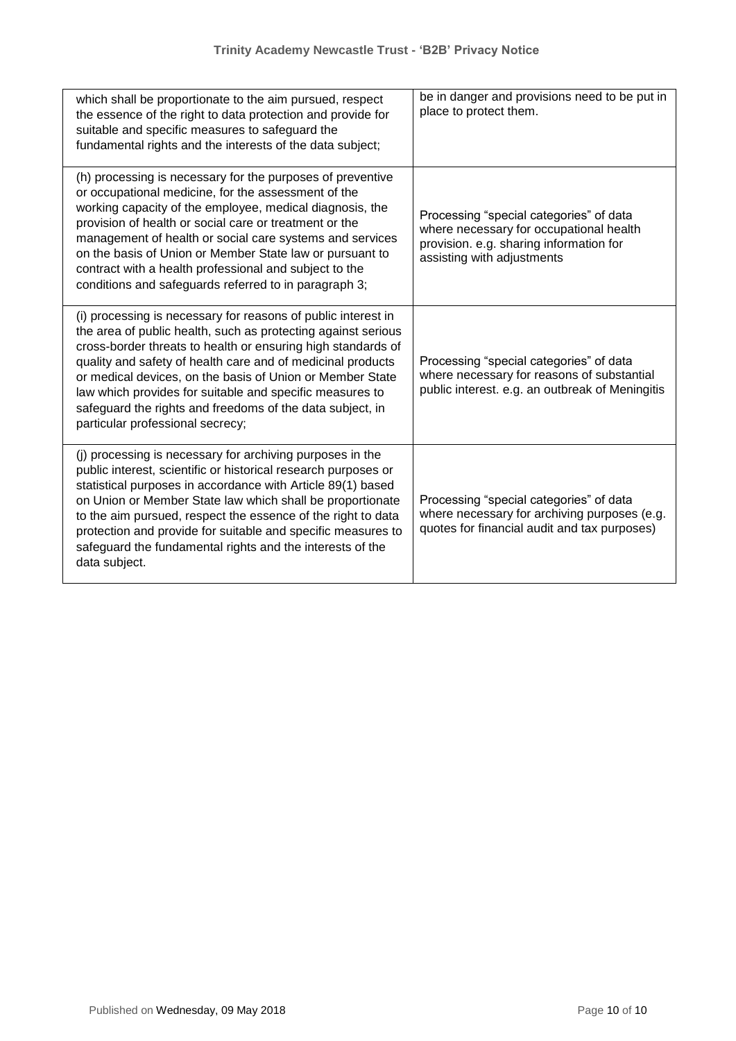| | |
|---|---|
| which shall be proportionate to the aim pursued, respect the essence of the right to data protection and provide for suitable and specific measures to safeguard the fundamental rights and the interests of the data subject; | be in danger and provisions need to be put in place to protect them. |
| (h) processing is necessary for the purposes of preventive or occupational medicine, for the assessment of the working capacity of the employee, medical diagnosis, the provision of health or social care or treatment or the management of health or social care systems and services on the basis of Union or Member State law or pursuant to contract with a health professional and subject to the conditions and safeguards referred to in paragraph 3; | Processing "special categories" of data where necessary for occupational health provision. e.g. sharing information for assisting with adjustments |
| (i) processing is necessary for reasons of public interest in the area of public health, such as protecting against serious cross-border threats to health or ensuring high standards of quality and safety of health care and of medicinal products or medical devices, on the basis of Union or Member State law which provides for suitable and specific measures to safeguard the rights and freedoms of the data subject, in particular professional secrecy; | Processing "special categories" of data where necessary for reasons of substantial public interest. e.g. an outbreak of Meningitis |
| (j) processing is necessary for archiving purposes in the public interest, scientific or historical research purposes or statistical purposes in accordance with Article 89(1) based on Union or Member State law which shall be proportionate to the aim pursued, respect the essence of the right to data protection and provide for suitable and specific measures to safeguard the fundamental rights and the interests of the data subject. | Processing "special categories" of data where necessary for archiving purposes (e.g. quotes for financial audit and tax purposes) |